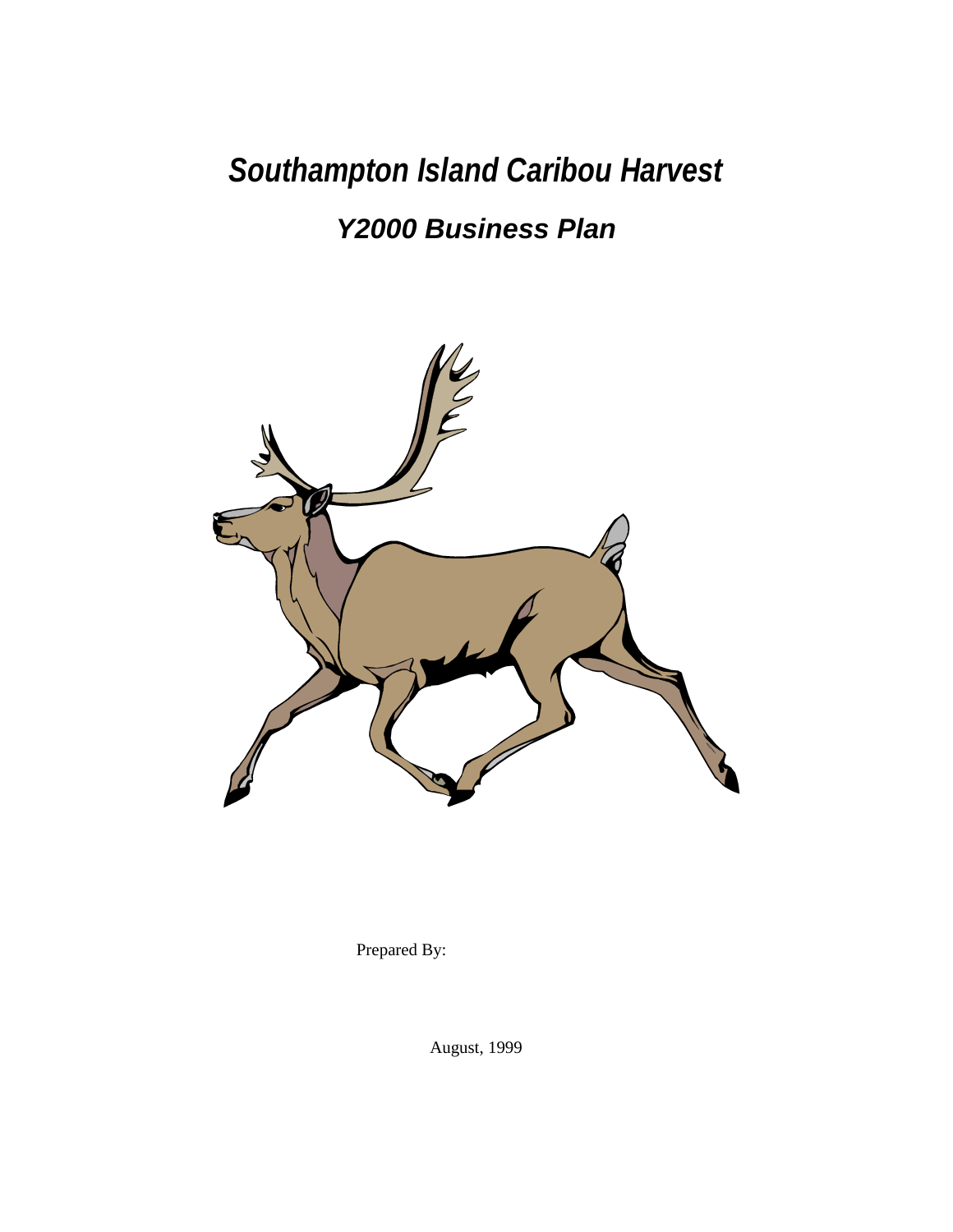# *Southampton Island Caribou Harvest*

## *Y2000 Business Plan*

Prepared By:

August, 1999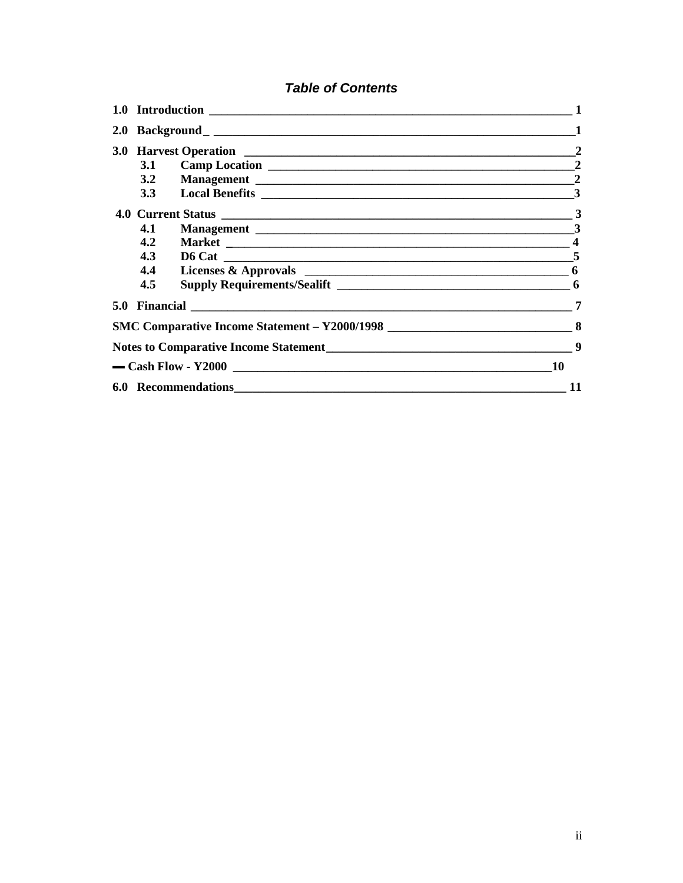## *Table of Contents*

**1.0 Introduction** ____ **1**

**2.0 Background** ____ **1**

**3.0 Harvest Operation** ____ **2**

- **3.1 Camp Location** ____ **2**
- **3.2 Management** ____ **2**
- **3.3 Local Benefits** ____ **3**

**4.0 Current Status** ____ **3**

- **4.1 Management** ____ **3**
- **4.2 Market** ____ **4**
- **4.3 D6 Cat** ____ **5**
- **4.4 Licenses & Approvals** ____ **6**
- **4.5 Supply Requirements/Sealift** ____ **6**

**5.0 Financial** ____ **7**

**SMC Comparative Income Statement – Y2000/1998** ____ **8**

**Notes to Comparative Income Statement** ____ **9**

**— Cash Flow - Y2000** ____ **10**

**6.0 Recommendations** ____ **11**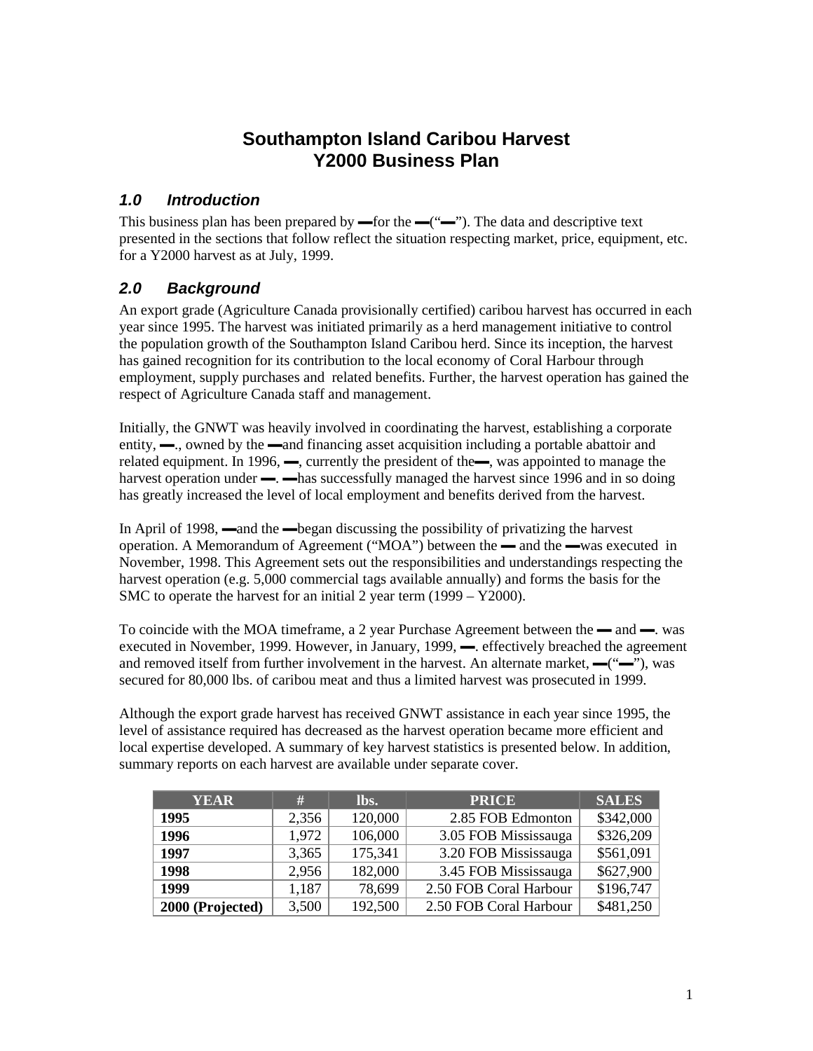# Southampton Island Caribou Harvest
# Y2000 Business Plan

## *1.0 Introduction*

This business plan has been prepared by ▬for the ▬(“▬”). The data and descriptive text presented in the sections that follow reflect the situation respecting market, price, equipment, etc. for a Y2000 harvest as at July, 1999.

## *2.0 Background*

An export grade (Agriculture Canada provisionally certified) caribou harvest has occurred in each year since 1995. The harvest was initiated primarily as a herd management initiative to control the population growth of the Southampton Island Caribou herd. Since its inception, the harvest has gained recognition for its contribution to the local economy of Coral Harbour through employment, supply purchases and related benefits. Further, the harvest operation has gained the respect of Agriculture Canada staff and management.

Initially, the GNWT was heavily involved in coordinating the harvest, establishing a corporate entity, ▬., owned by the ▬and financing asset acquisition including a portable abattoir and related equipment. In 1996, ▬, currently the president of the▬, was appointed to manage the harvest operation under ▬. ▬has successfully managed the harvest since 1996 and in so doing has greatly increased the level of local employment and benefits derived from the harvest.

In April of 1998, ▬and the ▬began discussing the possibility of privatizing the harvest operation. A Memorandum of Agreement (“MOA”) between the ▬ and the ▬was executed in November, 1998. This Agreement sets out the responsibilities and understandings respecting the harvest operation (e.g. 5,000 commercial tags available annually) and forms the basis for the SMC to operate the harvest for an initial 2 year term (1999 – Y2000).

To coincide with the MOA timeframe, a 2 year Purchase Agreement between the ▬ and ▬. was executed in November, 1999. However, in January, 1999, ▬. effectively breached the agreement and removed itself from further involvement in the harvest. An alternate market, ▬(“▬”), was secured for 80,000 lbs. of caribou meat and thus a limited harvest was prosecuted in 1999.

Although the export grade harvest has received GNWT assistance in each year since 1995, the level of assistance required has decreased as the harvest operation became more efficient and local expertise developed. A summary of key harvest statistics is presented below. In addition, summary reports on each harvest are available under separate cover.

| YEAR | # | lbs. | PRICE | SALES |
|---|---|---|---|---|
| **1995** | 2,356 | 120,000 | 2.85 FOB Edmonton | $342,000 |
| **1996** | 1,972 | 106,000 | 3.05 FOB Mississauga | $326,209 |
| **1997** | 3,365 | 175,341 | 3.20 FOB Mississauga | $561,091 |
| **1998** | 2,956 | 182,000 | 3.45 FOB Mississauga | $627,900 |
| **1999** | 1,187 | 78,699 | 2.50 FOB Coral Harbour | $196,747 |
| **2000 (Projected)** | 3,500 | 192,500 | 2.50 FOB Coral Harbour | $481,250 |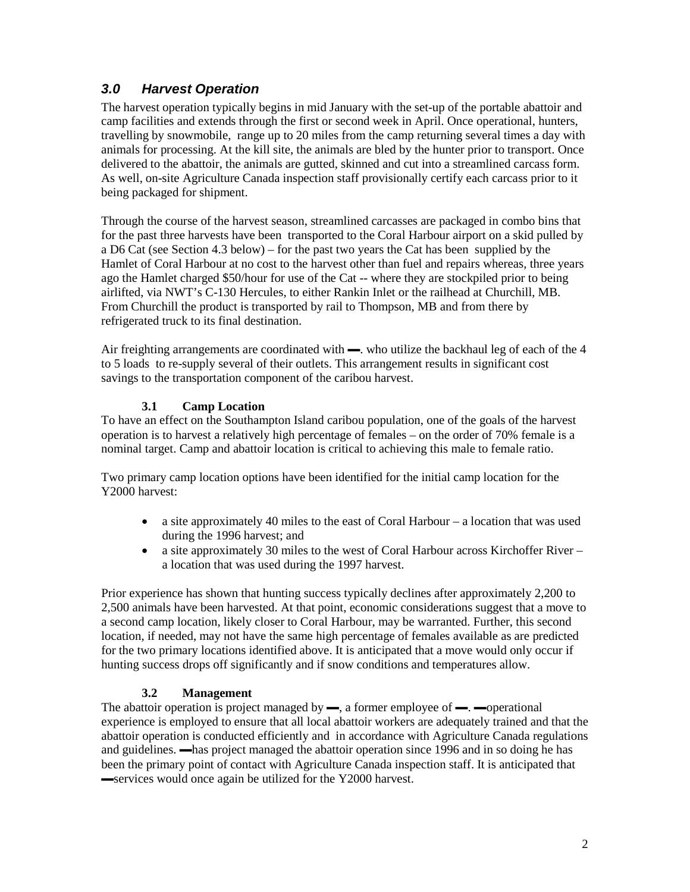## *3.0 Harvest Operation*

The harvest operation typically begins in mid January with the set-up of the portable abattoir and camp facilities and extends through the first or second week in April. Once operational, hunters, travelling by snowmobile, range up to 20 miles from the camp returning several times a day with animals for processing. At the kill site, the animals are bled by the hunter prior to transport. Once delivered to the abattoir, the animals are gutted, skinned and cut into a streamlined carcass form. As well, on-site Agriculture Canada inspection staff provisionally certify each carcass prior to it being packaged for shipment.

Through the course of the harvest season, streamlined carcasses are packaged in combo bins that for the past three harvests have been transported to the Coral Harbour airport on a skid pulled by a D6 Cat (see Section 4.3 below) – for the past two years the Cat has been supplied by the Hamlet of Coral Harbour at no cost to the harvest other than fuel and repairs whereas, three years ago the Hamlet charged $50/hour for use of the Cat -- where they are stockpiled prior to being airlifted, via NWT's C-130 Hercules, to either Rankin Inlet or the railhead at Churchill, MB. From Churchill the product is transported by rail to Thompson, MB and from there by refrigerated truck to its final destination.

Air freighting arrangements are coordinated with ▬. who utilize the backhaul leg of each of the 4 to 5 loads to re-supply several of their outlets. This arrangement results in significant cost savings to the transportation component of the caribou harvest.

### 3.1 Camp Location

To have an effect on the Southampton Island caribou population, one of the goals of the harvest operation is to harvest a relatively high percentage of females – on the order of 70% female is a nominal target. Camp and abattoir location is critical to achieving this male to female ratio.

Two primary camp location options have been identified for the initial camp location for the Y2000 harvest:

- a site approximately 40 miles to the east of Coral Harbour – a location that was used during the 1996 harvest; and
- a site approximately 30 miles to the west of Coral Harbour across Kirchoffer River – a location that was used during the 1997 harvest.

Prior experience has shown that hunting success typically declines after approximately 2,200 to 2,500 animals have been harvested. At that point, economic considerations suggest that a move to a second camp location, likely closer to Coral Harbour, may be warranted. Further, this second location, if needed, may not have the same high percentage of females available as are predicted for the two primary locations identified above. It is anticipated that a move would only occur if hunting success drops off significantly and if snow conditions and temperatures allow.

### 3.2 Management

The abattoir operation is project managed by ▬, a former employee of ▬. ▬operational experience is employed to ensure that all local abattoir workers are adequately trained and that the abattoir operation is conducted efficiently and in accordance with Agriculture Canada regulations and guidelines. ▬has project managed the abattoir operation since 1996 and in so doing he has been the primary point of contact with Agriculture Canada inspection staff. It is anticipated that ▬services would once again be utilized for the Y2000 harvest.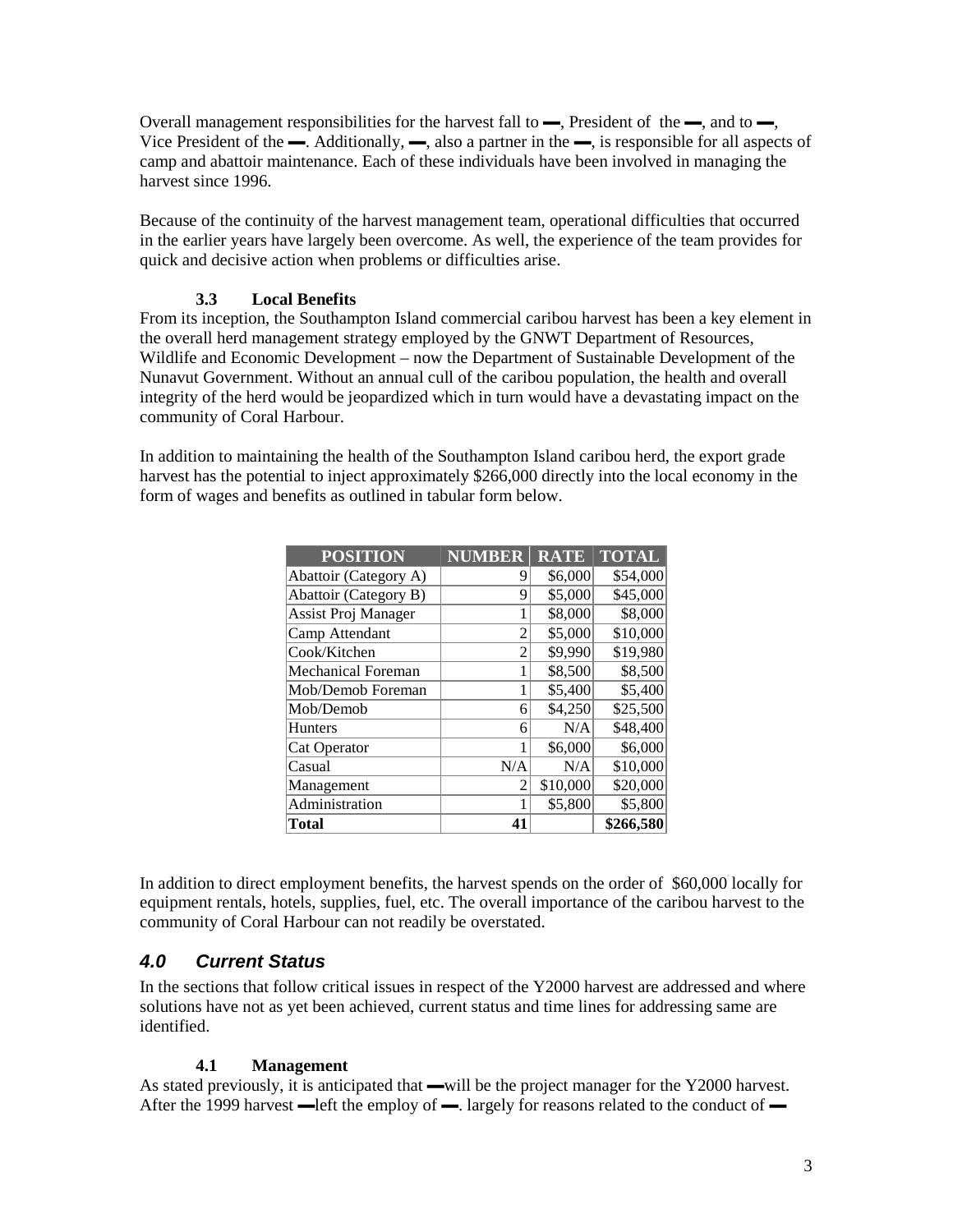Overall management responsibilities for the harvest fall to ▬, President of the ▬, and to ▬, Vice President of the ▬. Additionally, ▬, also a partner in the ▬, is responsible for all aspects of camp and abattoir maintenance. Each of these individuals have been involved in managing the harvest since 1996.

Because of the continuity of the harvest management team, operational difficulties that occurred in the earlier years have largely been overcome. As well, the experience of the team provides for quick and decisive action when problems or difficulties arise.

### 3.3 Local Benefits

From its inception, the Southampton Island commercial caribou harvest has been a key element in the overall herd management strategy employed by the GNWT Department of Resources, Wildlife and Economic Development – now the Department of Sustainable Development of the Nunavut Government. Without an annual cull of the caribou population, the health and overall integrity of the herd would be jeopardized which in turn would have a devastating impact on the community of Coral Harbour.

In addition to maintaining the health of the Southampton Island caribou herd, the export grade harvest has the potential to inject approximately $266,000 directly into the local economy in the form of wages and benefits as outlined in tabular form below.

| POSITION | NUMBER | RATE | TOTAL |
|---|---|---|---|
| Abattoir (Category A) | 9 | $6,000 | $54,000 |
| Abattoir (Category B) | 9 | $5,000 | $45,000 |
| Assist Proj Manager | 1 | $8,000 | $8,000 |
| Camp Attendant | 2 | $5,000 | $10,000 |
| Cook/Kitchen | 2 | $9,990 | $19,980 |
| Mechanical Foreman | 1 | $8,500 | $8,500 |
| Mob/Demob Foreman | 1 | $5,400 | $5,400 |
| Mob/Demob | 6 | $4,250 | $25,500 |
| Hunters | 6 | N/A | $48,400 |
| Cat Operator | 1 | $6,000 | $6,000 |
| Casual | N/A | N/A | $10,000 |
| Management | 2 | $10,000 | $20,000 |
| Administration | 1 | $5,800 | $5,800 |
| **Total** | **41** | | **$266,580** |

In addition to direct employment benefits, the harvest spends on the order of $60,000 locally for equipment rentals, hotels, supplies, fuel, etc. The overall importance of the caribou harvest to the community of Coral Harbour can not readily be overstated.

## *4.0 Current Status*

In the sections that follow critical issues in respect of the Y2000 harvest are addressed and where solutions have not as yet been achieved, current status and time lines for addressing same are identified.

### 4.1 Management

As stated previously, it is anticipated that ▬will be the project manager for the Y2000 harvest. After the 1999 harvest ▬left the employ of ▬. largely for reasons related to the conduct of ▬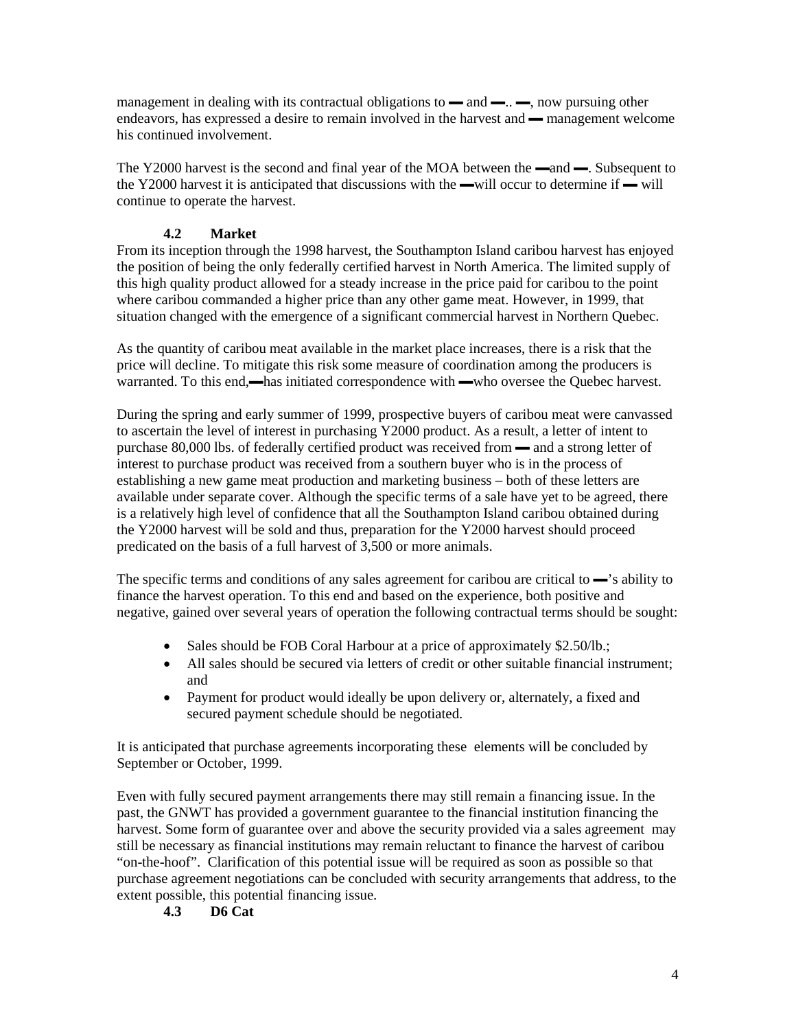management in dealing with its contractual obligations to ▬ and ▬.. ▬, now pursuing other endeavors, has expressed a desire to remain involved in the harvest and ▬ management welcome his continued involvement.

The Y2000 harvest is the second and final year of the MOA between the ▬and ▬. Subsequent to the Y2000 harvest it is anticipated that discussions with the ▬will occur to determine if ▬ will continue to operate the harvest.

### 4.2 Market

From its inception through the 1998 harvest, the Southampton Island caribou harvest has enjoyed the position of being the only federally certified harvest in North America. The limited supply of this high quality product allowed for a steady increase in the price paid for caribou to the point where caribou commanded a higher price than any other game meat. However, in 1999, that situation changed with the emergence of a significant commercial harvest in Northern Quebec.

As the quantity of caribou meat available in the market place increases, there is a risk that the price will decline. To mitigate this risk some measure of coordination among the producers is warranted. To this end,▬has initiated correspondence with ▬who oversee the Quebec harvest.

During the spring and early summer of 1999, prospective buyers of caribou meat were canvassed to ascertain the level of interest in purchasing Y2000 product. As a result, a letter of intent to purchase 80,000 lbs. of federally certified product was received from ▬ and a strong letter of interest to purchase product was received from a southern buyer who is in the process of establishing a new game meat production and marketing business – both of these letters are available under separate cover. Although the specific terms of a sale have yet to be agreed, there is a relatively high level of confidence that all the Southampton Island caribou obtained during the Y2000 harvest will be sold and thus, preparation for the Y2000 harvest should proceed predicated on the basis of a full harvest of 3,500 or more animals.

The specific terms and conditions of any sales agreement for caribou are critical to ▬'s ability to finance the harvest operation. To this end and based on the experience, both positive and negative, gained over several years of operation the following contractual terms should be sought:

- Sales should be FOB Coral Harbour at a price of approximately $2.50/lb.;
- All sales should be secured via letters of credit or other suitable financial instrument; and
- Payment for product would ideally be upon delivery or, alternately, a fixed and secured payment schedule should be negotiated.

It is anticipated that purchase agreements incorporating these elements will be concluded by September or October, 1999.

Even with fully secured payment arrangements there may still remain a financing issue. In the past, the GNWT has provided a government guarantee to the financial institution financing the harvest. Some form of guarantee over and above the security provided via a sales agreement may still be necessary as financial institutions may remain reluctant to finance the harvest of caribou "on-the-hoof". Clarification of this potential issue will be required as soon as possible so that purchase agreement negotiations can be concluded with security arrangements that address, to the extent possible, this potential financing issue.

### 4.3 D6 Cat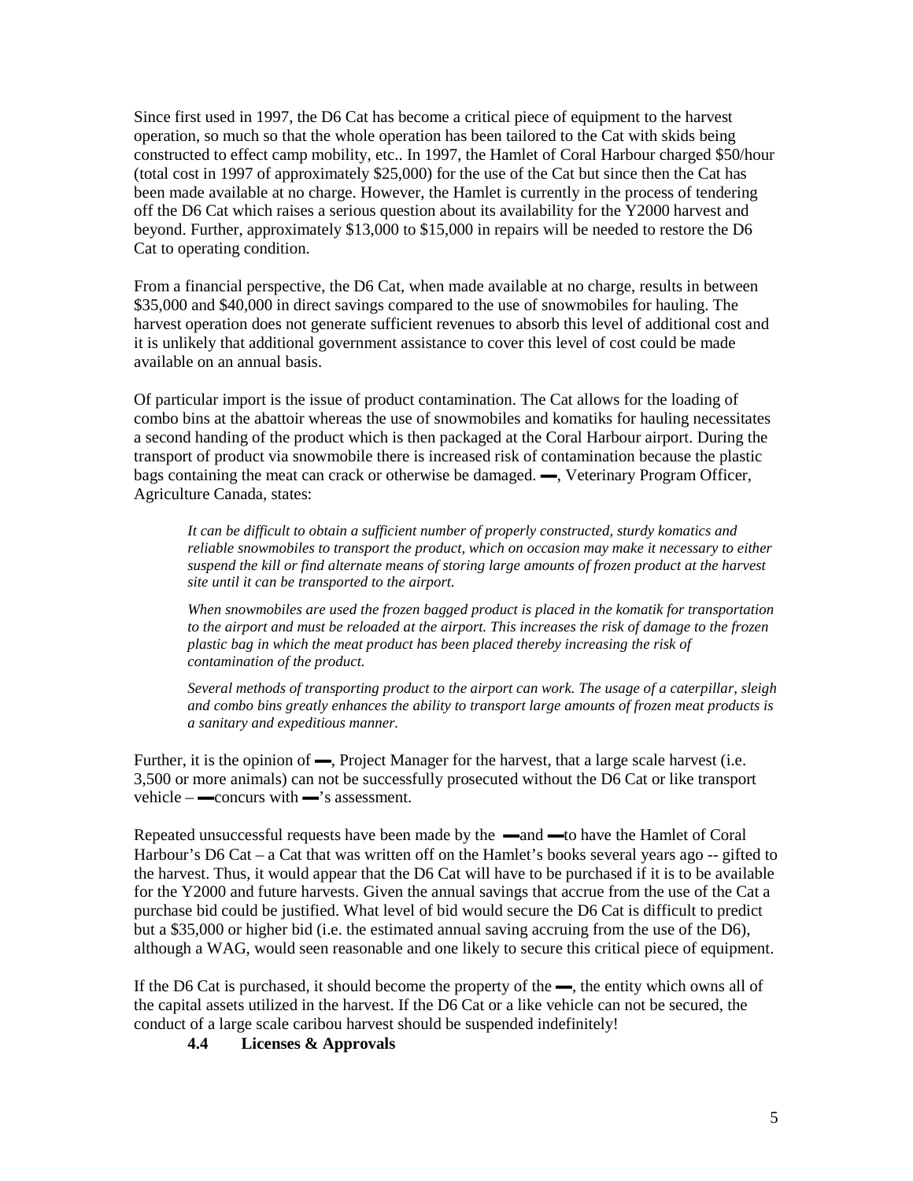Since first used in 1997, the D6 Cat has become a critical piece of equipment to the harvest operation, so much so that the whole operation has been tailored to the Cat with skids being constructed to effect camp mobility, etc.. In 1997, the Hamlet of Coral Harbour charged $50/hour (total cost in 1997 of approximately $25,000) for the use of the Cat but since then the Cat has been made available at no charge. However, the Hamlet is currently in the process of tendering off the D6 Cat which raises a serious question about its availability for the Y2000 harvest and beyond. Further, approximately $13,000 to $15,000 in repairs will be needed to restore the D6 Cat to operating condition.

From a financial perspective, the D6 Cat, when made available at no charge, results in between $35,000 and $40,000 in direct savings compared to the use of snowmobiles for hauling. The harvest operation does not generate sufficient revenues to absorb this level of additional cost and it is unlikely that additional government assistance to cover this level of cost could be made available on an annual basis.

Of particular import is the issue of product contamination. The Cat allows for the loading of combo bins at the abattoir whereas the use of snowmobiles and komatiks for hauling necessitates a second handing of the product which is then packaged at the Coral Harbour airport. During the transport of product via snowmobile there is increased risk of contamination because the plastic bags containing the meat can crack or otherwise be damaged. ▬, Veterinary Program Officer, Agriculture Canada, states:

> *It can be difficult to obtain a sufficient number of properly constructed, sturdy komatics and reliable snowmobiles to transport the product, which on occasion may make it necessary to either suspend the kill or find alternate means of storing large amounts of frozen product at the harvest site until it can be transported to the airport.*
>
> *When snowmobiles are used the frozen bagged product is placed in the komatik for transportation to the airport and must be reloaded at the airport. This increases the risk of damage to the frozen plastic bag in which the meat product has been placed thereby increasing the risk of contamination of the product.*
>
> *Several methods of transporting product to the airport can work. The usage of a caterpillar, sleigh and combo bins greatly enhances the ability to transport large amounts of frozen meat products is a sanitary and expeditious manner.*

Further, it is the opinion of ▬, Project Manager for the harvest, that a large scale harvest (i.e. 3,500 or more animals) can not be successfully prosecuted without the D6 Cat or like transport vehicle – ▬concurs with ▬'s assessment.

Repeated unsuccessful requests have been made by the ▬and ▬to have the Hamlet of Coral Harbour's D6 Cat – a Cat that was written off on the Hamlet's books several years ago -- gifted to the harvest. Thus, it would appear that the D6 Cat will have to be purchased if it is to be available for the Y2000 and future harvests. Given the annual savings that accrue from the use of the Cat a purchase bid could be justified. What level of bid would secure the D6 Cat is difficult to predict but a $35,000 or higher bid (i.e. the estimated annual saving accruing from the use of the D6), although a WAG, would seen reasonable and one likely to secure this critical piece of equipment.

If the D6 Cat is purchased, it should become the property of the ▬, the entity which owns all of the capital assets utilized in the harvest. If the D6 Cat or a like vehicle can not be secured, the conduct of a large scale caribou harvest should be suspended indefinitely!

### 4.4 Licenses & Approvals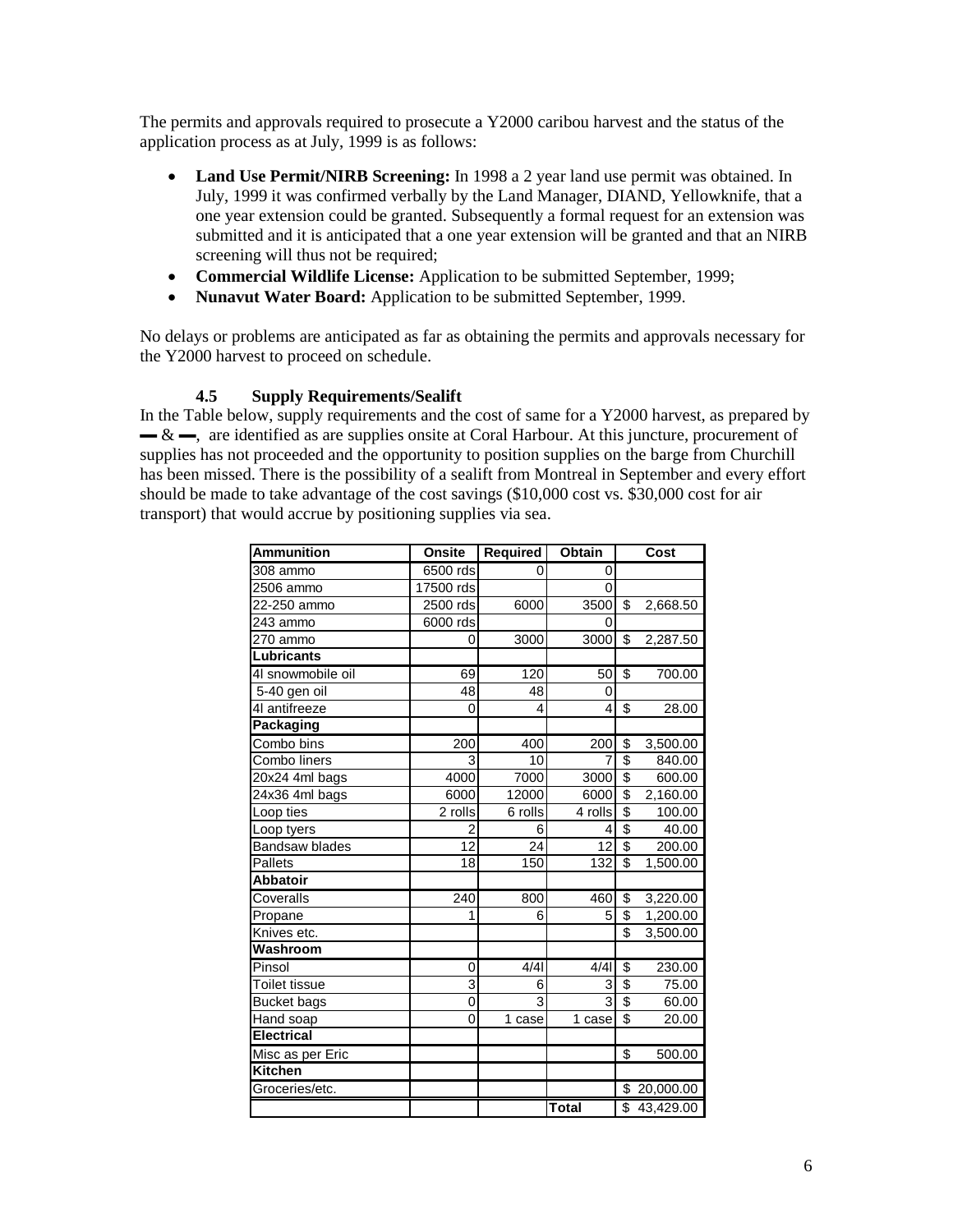The permits and approvals required to prosecute a Y2000 caribou harvest and the status of the application process as at July, 1999 is as follows:

- **Land Use Permit/NIRB Screening:** In 1998 a 2 year land use permit was obtained. In July, 1999 it was confirmed verbally by the Land Manager, DIAND, Yellowknife, that a one year extension could be granted. Subsequently a formal request for an extension was submitted and it is anticipated that a one year extension will be granted and that an NIRB screening will thus not be required;
- **Commercial Wildlife License:** Application to be submitted September, 1999;
- **Nunavut Water Board:** Application to be submitted September, 1999.

No delays or problems are anticipated as far as obtaining the permits and approvals necessary for the Y2000 harvest to proceed on schedule.

### 4.5 Supply Requirements/Sealift

In the Table below, supply requirements and the cost of same for a Y2000 harvest, as prepared by ▬ & ▬, are identified as are supplies onsite at Coral Harbour. At this juncture, procurement of supplies has not proceeded and the opportunity to position supplies on the barge from Churchill has been missed. There is the possibility of a sealift from Montreal in September and every effort should be made to take advantage of the cost savings ($10,000 cost vs. $30,000 cost for air transport) that would accrue by positioning supplies via sea.

| Ammunition | Onsite | Required | Obtain | Cost |
|---|---|---|---|---|
| 308 ammo | 6500 rds | 0 | 0 | |
| 2506 ammo | 17500 rds | | 0 | |
| 22-250 ammo | 2500 rds | 6000 | 3500 | $ 2,668.50 |
| 243 ammo | 6000 rds | | 0 | |
| 270 ammo | 0 | 3000 | 3000 | $ 2,287.50 |
| **Lubricants** | | | | |
| 4l snowmobile oil | 69 | 120 | 50 | $ 700.00 |
| 5-40 gen oil | 48 | 48 | 0 | |
| 4l antifreeze | 0 | 4 | 4 | $ 28.00 |
| **Packaging** | | | | |
| Combo bins | 200 | 400 | 200 | $ 3,500.00 |
| Combo liners | 3 | 10 | 7 | $ 840.00 |
| 20x24 4ml bags | 4000 | 7000 | 3000 | $ 600.00 |
| 24x36 4ml bags | 6000 | 12000 | 6000 | $ 2,160.00 |
| Loop ties | 2 rolls | 6 rolls | 4 rolls | $ 100.00 |
| Loop tyers | 2 | 6 | 4 | $ 40.00 |
| Bandsaw blades | 12 | 24 | 12 | $ 200.00 |
| Pallets | 18 | 150 | 132 | $ 1,500.00 |
| **Abbatoir** | | | | |
| Coveralls | 240 | 800 | 460 | $ 3,220.00 |
| Propane | 1 | 6 | 5 | $ 1,200.00 |
| Knives etc. | | | | $ 3,500.00 |
| **Washroom** | | | | |
| Pinsol | 0 | 4/4l | 4/4l | $ 230.00 |
| Toilet tissue | 3 | 6 | 3 | $ 75.00 |
| Bucket bags | 0 | 3 | 3 | $ 60.00 |
| Hand soap | 0 | 1 case | 1 case | $ 20.00 |
| **Electrical** | | | | |
| Misc as per Eric | | | | $ 500.00 |
| **Kitchen** | | | | |
| Groceries/etc. | | | | $ 20,000.00 |
| | | | **Total** | $ 43,429.00 |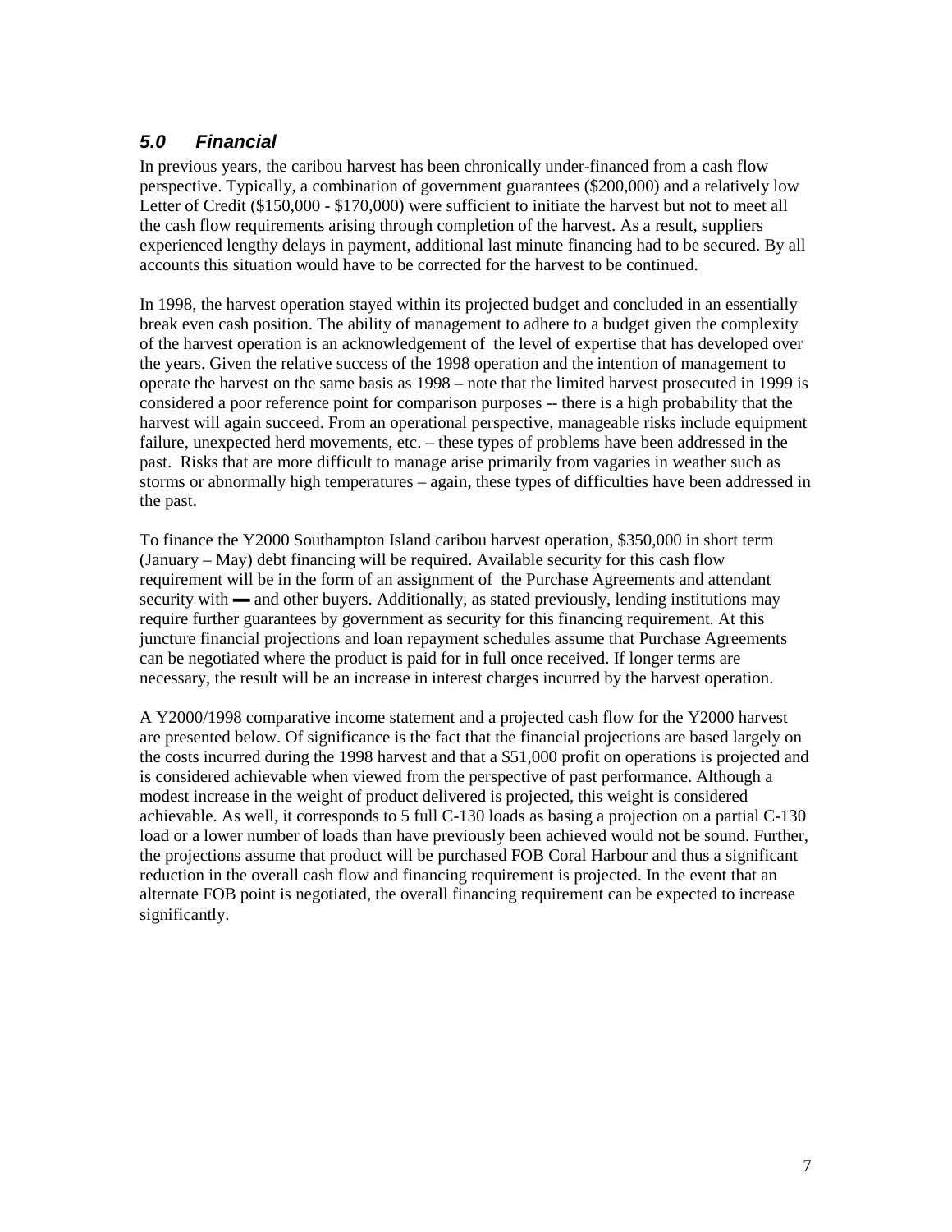## *5.0 Financial*

In previous years, the caribou harvest has been chronically under-financed from a cash flow perspective. Typically, a combination of government guarantees ($200,000) and a relatively low Letter of Credit ($150,000 - $170,000) were sufficient to initiate the harvest but not to meet all the cash flow requirements arising through completion of the harvest. As a result, suppliers experienced lengthy delays in payment, additional last minute financing had to be secured. By all accounts this situation would have to be corrected for the harvest to be continued.

In 1998, the harvest operation stayed within its projected budget and concluded in an essentially break even cash position. The ability of management to adhere to a budget given the complexity of the harvest operation is an acknowledgement of the level of expertise that has developed over the years. Given the relative success of the 1998 operation and the intention of management to operate the harvest on the same basis as 1998 – note that the limited harvest prosecuted in 1999 is considered a poor reference point for comparison purposes -- there is a high probability that the harvest will again succeed. From an operational perspective, manageable risks include equipment failure, unexpected herd movements, etc. – these types of problems have been addressed in the past. Risks that are more difficult to manage arise primarily from vagaries in weather such as storms or abnormally high temperatures – again, these types of difficulties have been addressed in the past.

To finance the Y2000 Southampton Island caribou harvest operation, $350,000 in short term (January – May) debt financing will be required. Available security for this cash flow requirement will be in the form of an assignment of the Purchase Agreements and attendant security with ▬ and other buyers. Additionally, as stated previously, lending institutions may require further guarantees by government as security for this financing requirement. At this juncture financial projections and loan repayment schedules assume that Purchase Agreements can be negotiated where the product is paid for in full once received. If longer terms are necessary, the result will be an increase in interest charges incurred by the harvest operation.

A Y2000/1998 comparative income statement and a projected cash flow for the Y2000 harvest are presented below. Of significance is the fact that the financial projections are based largely on the costs incurred during the 1998 harvest and that a $51,000 profit on operations is projected and is considered achievable when viewed from the perspective of past performance. Although a modest increase in the weight of product delivered is projected, this weight is considered achievable. As well, it corresponds to 5 full C-130 loads as basing a projection on a partial C-130 load or a lower number of loads than have previously been achieved would not be sound. Further, the projections assume that product will be purchased FOB Coral Harbour and thus a significant reduction in the overall cash flow and financing requirement is projected. In the event that an alternate FOB point is negotiated, the overall financing requirement can be expected to increase significantly.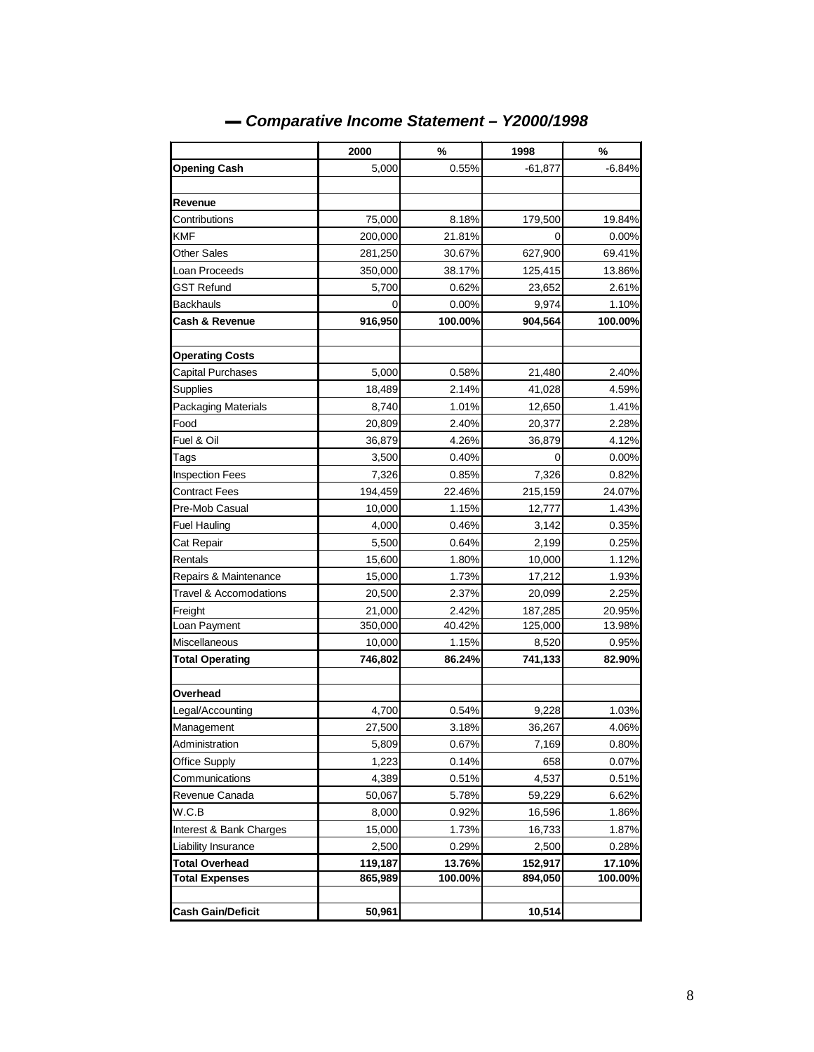## – *Comparative Income Statement – Y2000/1998*

| | 2000 | % | 1998 | % |
|---|---|---|---|---|
| **Opening Cash** | 5,000 | 0.55% | -61,877 | -6.84% |
| | | | | |
| **Revenue** | | | | |
| Contributions | 75,000 | 8.18% | 179,500 | 19.84% |
| KMF | 200,000 | 21.81% | 0 | 0.00% |
| Other Sales | 281,250 | 30.67% | 627,900 | 69.41% |
| Loan Proceeds | 350,000 | 38.17% | 125,415 | 13.86% |
| GST Refund | 5,700 | 0.62% | 23,652 | 2.61% |
| Backhauls | 0 | 0.00% | 9,974 | 1.10% |
| **Cash & Revenue** | **916,950** | **100.00%** | **904,564** | **100.00%** |
| | | | | |
| **Operating Costs** | | | | |
| Capital Purchases | 5,000 | 0.58% | 21,480 | 2.40% |
| Supplies | 18,489 | 2.14% | 41,028 | 4.59% |
| Packaging Materials | 8,740 | 1.01% | 12,650 | 1.41% |
| Food | 20,809 | 2.40% | 20,377 | 2.28% |
| Fuel & Oil | 36,879 | 4.26% | 36,879 | 4.12% |
| Tags | 3,500 | 0.40% | 0 | 0.00% |
| Inspection Fees | 7,326 | 0.85% | 7,326 | 0.82% |
| Contract Fees | 194,459 | 22.46% | 215,159 | 24.07% |
| Pre-Mob Casual | 10,000 | 1.15% | 12,777 | 1.43% |
| Fuel Hauling | 4,000 | 0.46% | 3,142 | 0.35% |
| Cat Repair | 5,500 | 0.64% | 2,199 | 0.25% |
| Rentals | 15,600 | 1.80% | 10,000 | 1.12% |
| Repairs & Maintenance | 15,000 | 1.73% | 17,212 | 1.93% |
| Travel & Accomodations | 20,500 | 2.37% | 20,099 | 2.25% |
| Freight | 21,000 | 2.42% | 187,285 | 20.95% |
| Loan Payment | 350,000 | 40.42% | 125,000 | 13.98% |
| Miscellaneous | 10,000 | 1.15% | 8,520 | 0.95% |
| **Total Operating** | **746,802** | **86.24%** | **741,133** | **82.90%** |
| | | | | |
| **Overhead** | | | | |
| Legal/Accounting | 4,700 | 0.54% | 9,228 | 1.03% |
| Management | 27,500 | 3.18% | 36,267 | 4.06% |
| Administration | 5,809 | 0.67% | 7,169 | 0.80% |
| Office Supply | 1,223 | 0.14% | 658 | 0.07% |
| Communications | 4,389 | 0.51% | 4,537 | 0.51% |
| Revenue Canada | 50,067 | 5.78% | 59,229 | 6.62% |
| W.C.B | 8,000 | 0.92% | 16,596 | 1.86% |
| Interest & Bank Charges | 15,000 | 1.73% | 16,733 | 1.87% |
| Liability Insurance | 2,500 | 0.29% | 2,500 | 0.28% |
| **Total Overhead** | **119,187** | **13.76%** | **152,917** | **17.10%** |
| **Total Expenses** | **865,989** | **100.00%** | **894,050** | **100.00%** |
| | | | | |
| **Cash Gain/Deficit** | **50,961** | | **10,514** | |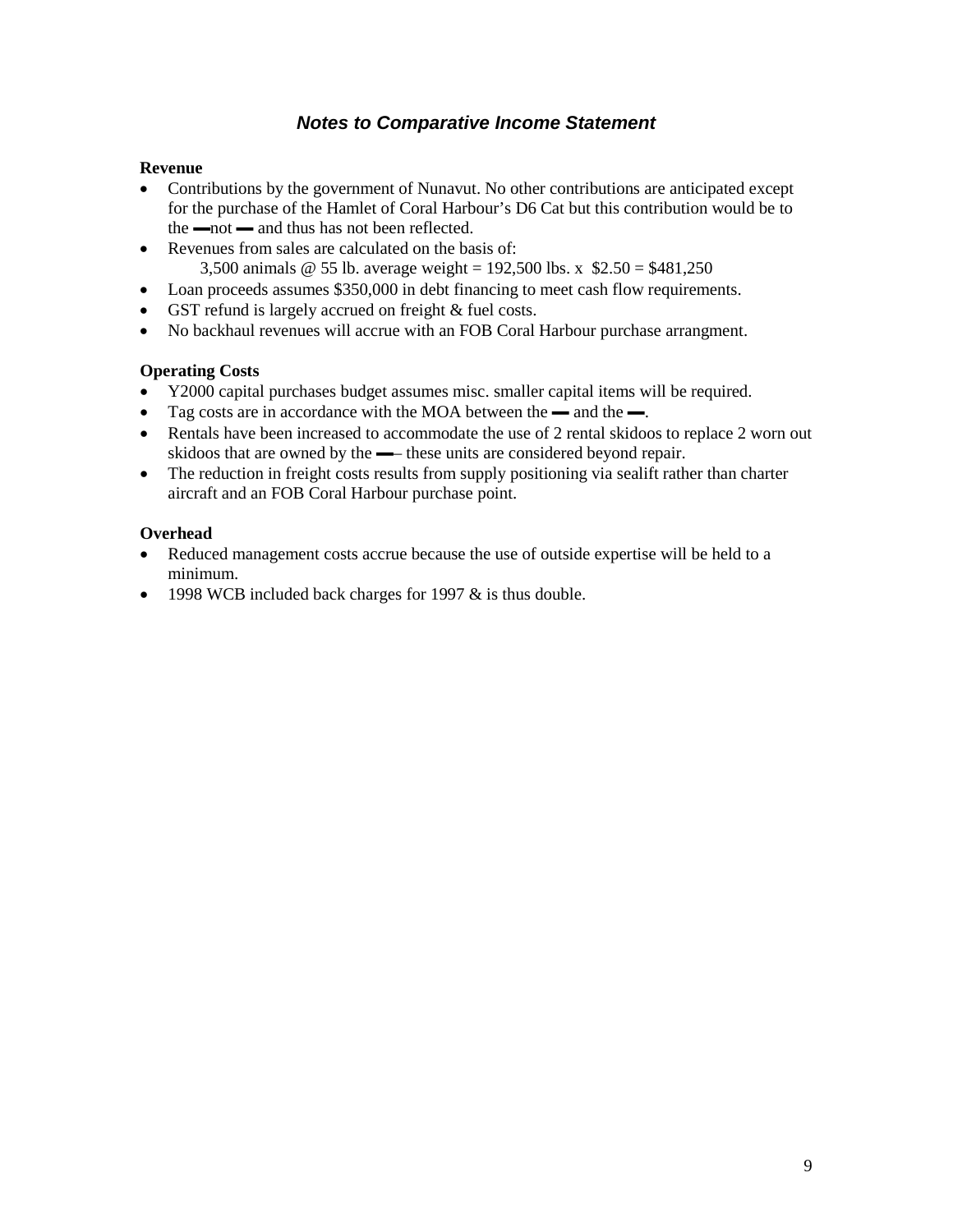## *Notes to Comparative Income Statement*

**Revenue**

- Contributions by the government of Nunavut. No other contributions are anticipated except for the purchase of the Hamlet of Coral Harbour's D6 Cat but this contribution would be to the ▬not ▬ and thus has not been reflected.
- Revenues from sales are calculated on the basis of:
  3,500 animals @ 55 lb. average weight = 192,500 lbs. x $2.50 = $481,250
- Loan proceeds assumes $350,000 in debt financing to meet cash flow requirements.
- GST refund is largely accrued on freight & fuel costs.
- No backhaul revenues will accrue with an FOB Coral Harbour purchase arrangment.

**Operating Costs**

- Y2000 capital purchases budget assumes misc. smaller capital items will be required.
- Tag costs are in accordance with the MOA between the ▬ and the ▬.
- Rentals have been increased to accommodate the use of 2 rental skidoos to replace 2 worn out skidoos that are owned by the ▬– these units are considered beyond repair.
- The reduction in freight costs results from supply positioning via sealift rather than charter aircraft and an FOB Coral Harbour purchase point.

**Overhead**

- Reduced management costs accrue because the use of outside expertise will be held to a minimum.
- 1998 WCB included back charges for 1997 & is thus double.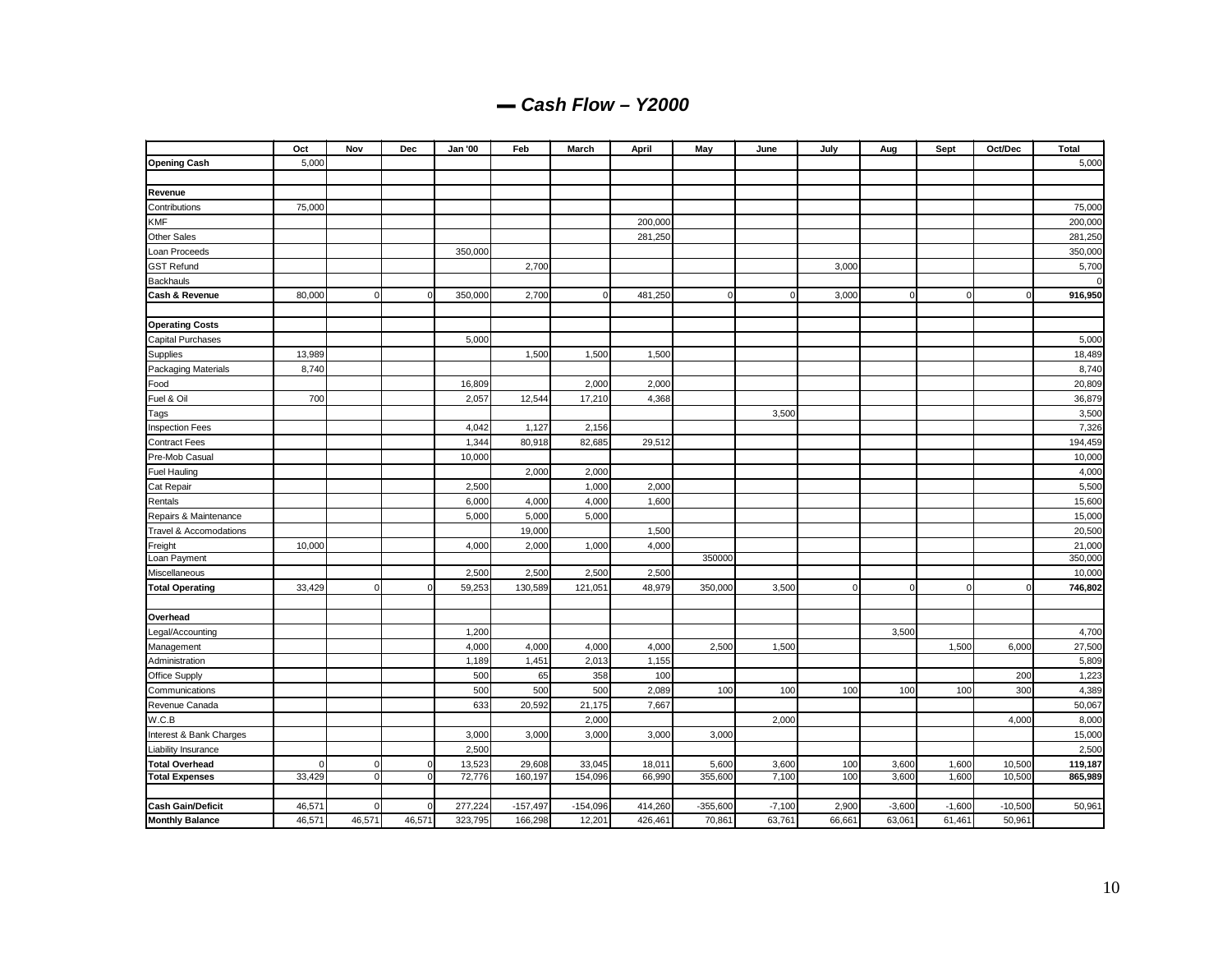## ▬ *Cash Flow – Y2000*

| | Oct | Nov | Dec | Jan '00 | Feb | March | April | May | June | July | Aug | Sept | Oct/Dec | Total |
|---|---|---|---|---|---|---|---|---|---|---|---|---|---|---|
| **Opening Cash** | 5,000 | | | | | | | | | | | | | 5,000 |
| | | | | | | | | | | | | | | |
| **Revenue** | | | | | | | | | | | | | | |
| Contributions | 75,000 | | | | | | | | | | | | | 75,000 |
| KMF | | | | | | | 200,000 | | | | | | | 200,000 |
| Other Sales | | | | | | | 281,250 | | | | | | | 281,250 |
| Loan Proceeds | | | | 350,000 | | | | | | | | | | 350,000 |
| GST Refund | | | | | 2,700 | | | | | 3,000 | | | | 5,700 |
| Backhauls | | | | | | | | | | | | | | 0 |
| **Cash & Revenue** | 80,000 | 0 | 0 | 350,000 | 2,700 | 0 | 481,250 | 0 | 0 | 3,000 | 0 | 0 | 0 | **916,950** |
| | | | | | | | | | | | | | | |
| **Operating Costs** | | | | | | | | | | | | | | |
| Capital Purchases | | | | 5,000 | | | | | | | | | | 5,000 |
| Supplies | 13,989 | | | | 1,500 | 1,500 | 1,500 | | | | | | | 18,489 |
| Packaging Materials | 8,740 | | | | | | | | | | | | | 8,740 |
| Food | | | | 16,809 | | 2,000 | 2,000 | | | | | | | 20,809 |
| Fuel & Oil | 700 | | | 2,057 | 12,544 | 17,210 | 4,368 | | | | | | | 36,879 |
| Tags | | | | | | | | | 3,500 | | | | | 3,500 |
| Inspection Fees | | | | 4,042 | 1,127 | 2,156 | | | | | | | | 7,326 |
| Contract Fees | | | | 1,344 | 80,918 | 82,685 | 29,512 | | | | | | | 194,459 |
| Pre-Mob Casual | | | | 10,000 | | | | | | | | | | 10,000 |
| Fuel Hauling | | | | | 2,000 | 2,000 | | | | | | | | 4,000 |
| Cat Repair | | | | 2,500 | | 1,000 | 2,000 | | | | | | | 5,500 |
| Rentals | | | | 6,000 | 4,000 | 4,000 | 1,600 | | | | | | | 15,600 |
| Repairs & Maintenance | | | | 5,000 | 5,000 | 5,000 | | | | | | | | 15,000 |
| Travel & Accomodations | | | | | 19,000 | | 1,500 | | | | | | | 20,500 |
| Freight | 10,000 | | | 4,000 | 2,000 | 1,000 | 4,000 | | | | | | | 21,000 |
| Loan Payment | | | | | | | | 350000 | | | | | | 350,000 |
| Miscellaneous | | | | 2,500 | 2,500 | 2,500 | 2,500 | | | | | | | 10,000 |
| **Total Operating** | 33,429 | 0 | 0 | 59,253 | 130,589 | 121,051 | 48,979 | 350,000 | 3,500 | 0 | 0 | 0 | 0 | **746,802** |
| | | | | | | | | | | | | | | |
| **Overhead** | | | | | | | | | | | | | | |
| Legal/Accounting | | | | 1,200 | | | | | | | 3,500 | | | 4,700 |
| Management | | | | 4,000 | 4,000 | 4,000 | 4,000 | 2,500 | 1,500 | | | 1,500 | 6,000 | 27,500 |
| Administration | | | | 1,189 | 1,451 | 2,013 | 1,155 | | | | | | | 5,809 |
| Office Supply | | | | 500 | 65 | 358 | 100 | | | | | | 200 | 1,223 |
| Communications | | | | 500 | 500 | 500 | 2,089 | 100 | 100 | 100 | 100 | 100 | 300 | 4,389 |
| Revenue Canada | | | | 633 | 20,592 | 21,175 | 7,667 | | | | | | | 50,067 |
| W.C.B | | | | | | 2,000 | | | 2,000 | | | | 4,000 | 8,000 |
| Interest & Bank Charges | | | | 3,000 | 3,000 | 3,000 | 3,000 | 3,000 | | | | | | 15,000 |
| Liability Insurance | | | | 2,500 | | | | | | | | | | 2,500 |
| **Total Overhead** | 0 | 0 | 0 | 13,523 | 29,608 | 33,045 | 18,011 | 5,600 | 3,600 | 100 | 3,600 | 1,600 | 10,500 | **119,187** |
| **Total Expenses** | 33,429 | 0 | 0 | 72,776 | 160,197 | 154,096 | 66,990 | 355,600 | 7,100 | 100 | 3,600 | 1,600 | 10,500 | **865,989** |
| | | | | | | | | | | | | | | |
| **Cash Gain/Deficit** | 46,571 | 0 | 0 | 277,224 | -157,497 | -154,096 | 414,260 | -355,600 | -7,100 | 2,900 | -3,600 | -1,600 | -10,500 | 50,961 |
| **Monthly Balance** | 46,571 | 46,571 | 46,571 | 323,795 | 166,298 | 12,201 | 426,461 | 70,861 | 63,761 | 66,661 | 63,061 | 61,461 | 50,961 | |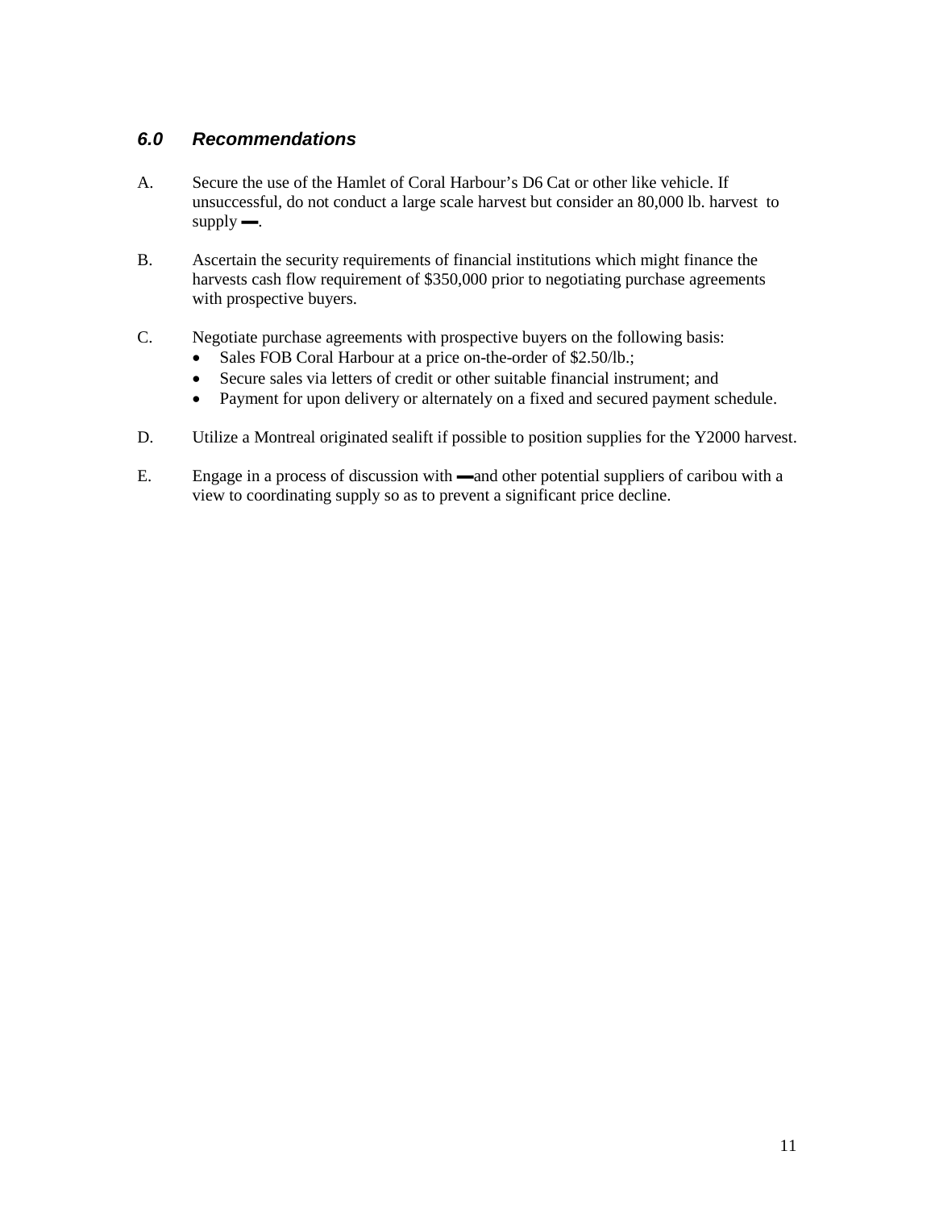## *6.0 Recommendations*

A. Secure the use of the Hamlet of Coral Harbour's D6 Cat or other like vehicle. If unsuccessful, do not conduct a large scale harvest but consider an 80,000 lb. harvest to supply ▬.

B. Ascertain the security requirements of financial institutions which might finance the harvests cash flow requirement of $350,000 prior to negotiating purchase agreements with prospective buyers.

C. Negotiate purchase agreements with prospective buyers on the following basis:
   - Sales FOB Coral Harbour at a price on-the-order of $2.50/lb.;
   - Secure sales via letters of credit or other suitable financial instrument; and
   - Payment for upon delivery or alternately on a fixed and secured payment schedule.

D. Utilize a Montreal originated sealift if possible to position supplies for the Y2000 harvest.

E. Engage in a process of discussion with ▬and other potential suppliers of caribou with a view to coordinating supply so as to prevent a significant price decline.